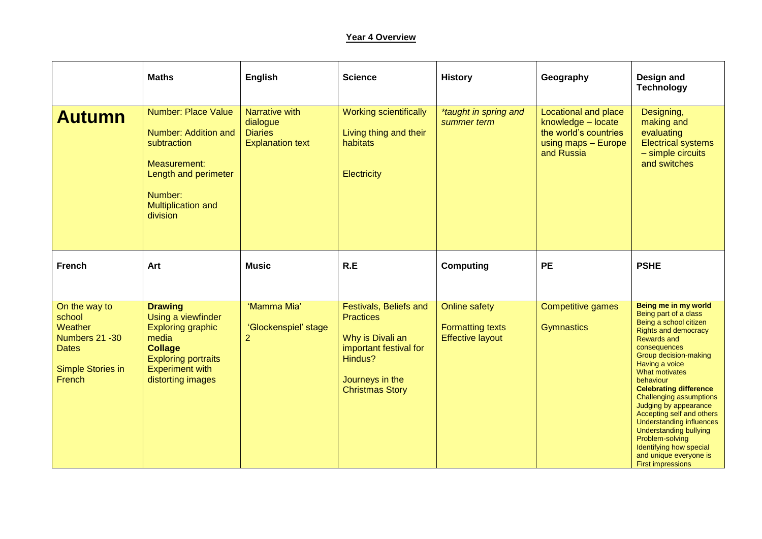# Year 4 Overview

| | Maths | English | Science | History | Geography | Design and Technology |
|---|---|---|---|---|---|---|
| **Autumn** | Number: Place Value<br><br>Number: Addition and subtraction<br><br>Measurement: Length and perimeter<br><br>Number: Multiplication and division | Narrative with dialogue<br>Diaries<br>Explanation text | Working scientifically<br><br>Living thing and their habitats<br><br>Electricity | *\*taught in spring and summer term* | Locational and place knowledge – locate the world's countries using maps – Europe and Russia | Designing, making and evaluating<br>Electrical systems – simple circuits and switches |
| **French** | **Art** | **Music** | **R.E** | **Computing** | **PE** | **PSHE** |
| On the way to school<br>Weather<br>Numbers 21 -30<br>Dates<br><br>Simple Stories in French | **Drawing**<br>Using a viewfinder<br>Exploring graphic media<br>**Collage**<br>Exploring portraits<br>Experiment with distorting images | 'Mamma Mia'<br><br>'Glockenspiel' stage 2 | Festivals, Beliefs and Practices<br><br>Why is Divali an important festival for Hindus?<br><br>Journeys in the Christmas Story | Online safety<br><br>Formatting texts<br>Effective layout | Competitive games<br><br>Gymnastics | **Being me in my world**<br>Being part of a class<br>Being a school citizen<br>Rights and democracy<br>Rewards and consequences<br>Group decision-making<br>Having a voice<br>What motivates behaviour<br>**Celebrating difference**<br>Challenging assumptions<br>Judging by appearance<br>Accepting self and others<br>Understanding influences<br>Understanding bullying<br>Problem-solving<br>Identifying how special and unique everyone is<br>First impressions |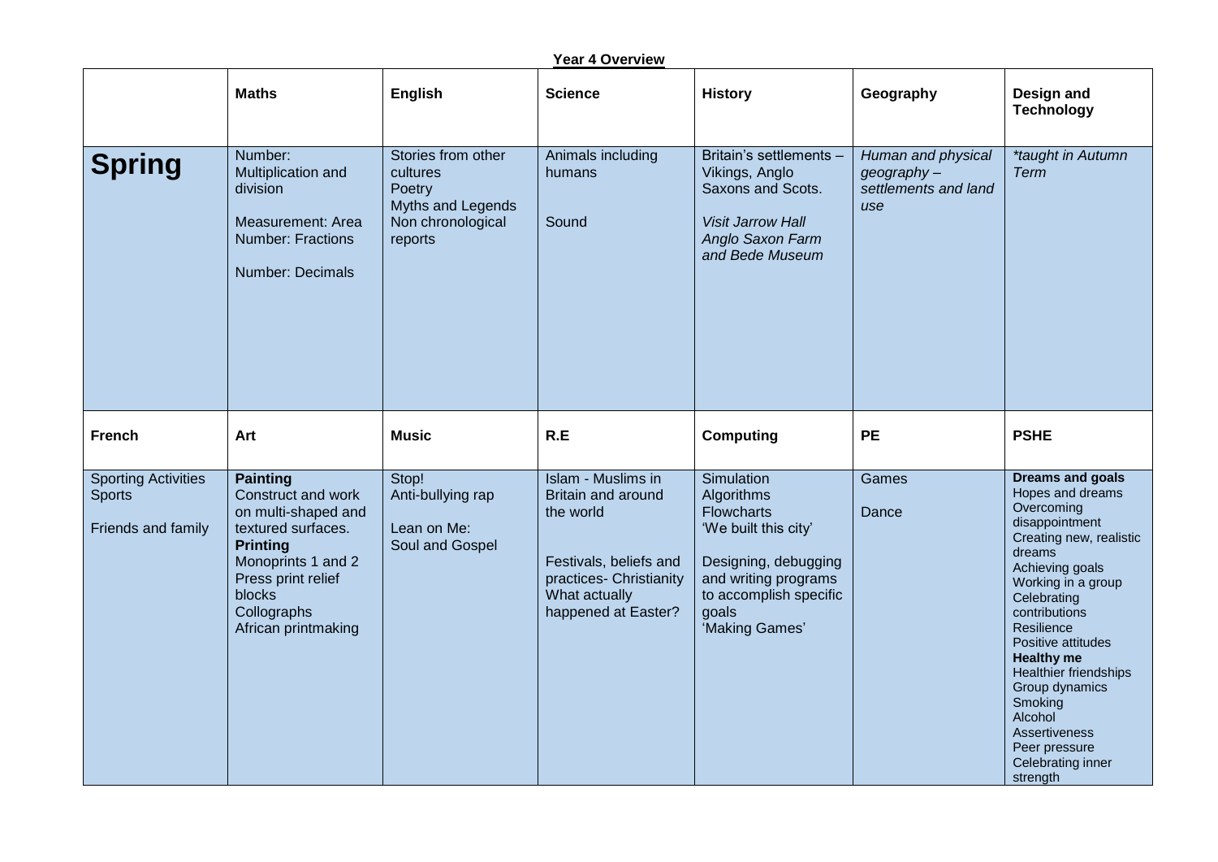**Year 4 Overview**

| | **Maths** | **English** | **Science** | **History** | **Geography** | **Design and Technology** |
|---|---|---|---|---|---|---|
| **Spring** | Number: Multiplication and division<br><br>Measurement: Area<br>Number: Fractions<br><br>Number: Decimals | Stories from other cultures<br>Poetry<br>Myths and Legends<br>Non chronological reports | Animals including humans<br><br>Sound | Britain's settlements – Vikings, Anglo Saxons and Scots.<br><br>*Visit Jarrow Hall Anglo Saxon Farm and Bede Museum* | *Human and physical geography – settlements and land use* | **taught in Autumn Term* |
| **French** | **Art** | **Music** | **R.E** | **Computing** | **PE** | **PSHE** |
| Sporting Activities<br>Sports<br><br>Friends and family | **Painting**<br>Construct and work on multi-shaped and textured surfaces.<br>**Printing**<br>Monoprints 1 and 2<br>Press print relief blocks<br>Collographs<br>African printmaking | Stop!<br>Anti-bullying rap<br><br>Lean on Me:<br>Soul and Gospel | Islam - Muslims in Britain and around the world<br><br>Festivals, beliefs and practices- Christianity<br>What actually happened at Easter? | Simulation<br>Algorithms<br>Flowcharts<br>'We built this city'<br><br>Designing, debugging and writing programs to accomplish specific goals<br>'Making Games' | Games<br><br>Dance | **Dreams and goals**<br>Hopes and dreams<br>Overcoming disappointment<br>Creating new, realistic dreams<br>Achieving goals<br>Working in a group<br>Celebrating contributions<br>Resilience<br>Positive attitudes<br>**Healthy me**<br>Healthier friendships<br>Group dynamics<br>Smoking<br>Alcohol<br>Assertiveness<br>Peer pressure<br>Celebrating inner strength |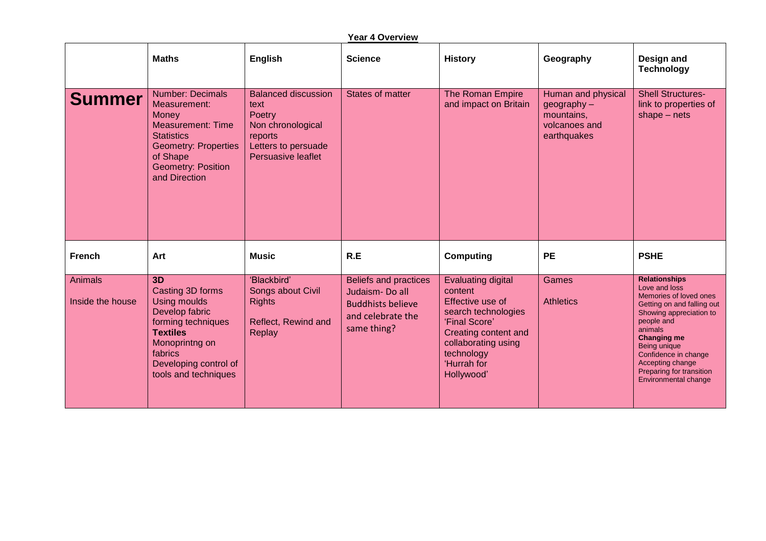**Year 4 Overview**

| | Maths | English | Science | History | Geography | Design and Technology |
|---|---|---|---|---|---|---|
| **Summer** | Number: Decimals<br>Measurement: Money<br>Measurement: Time<br>Statistics<br>Geometry: Properties of Shape<br>Geometry: Position and Direction | Balanced discussion text<br>Poetry<br>Non chronological reports<br>Letters to persuade<br>Persuasive leaflet | States of matter | The Roman Empire and impact on Britain | Human and physical geography – mountains, volcanoes and earthquakes | Shell Structures- link to properties of shape – nets |
| **French** | **Art** | **Music** | **R.E** | **Computing** | **PE** | **PSHE** |
| Animals<br><br>Inside the house | **3D**<br>Casting 3D forms<br>Using moulds<br>Develop fabric forming techniques<br>**Textiles**<br>Monoprintng on fabrics<br>Developing control of tools and techniques | 'Blackbird'<br>Songs about Civil Rights<br><br>Reflect, Rewind and Replay | Beliefs and practices<br>Judaism- Do all Buddhists believe and celebrate the same thing? | Evaluating digital content<br>Effective use of search technologies<br>'Final Score'<br>Creating content and collaborating using technology<br>'Hurrah for Hollywood' | Games<br><br>Athletics | **Relationships**<br>Love and loss<br>Memories of loved ones<br>Getting on and falling out<br>Showing appreciation to people and animals<br>**Changing me**<br>Being unique<br>Confidence in change<br>Accepting change<br>Preparing for transition<br>Environmental change |